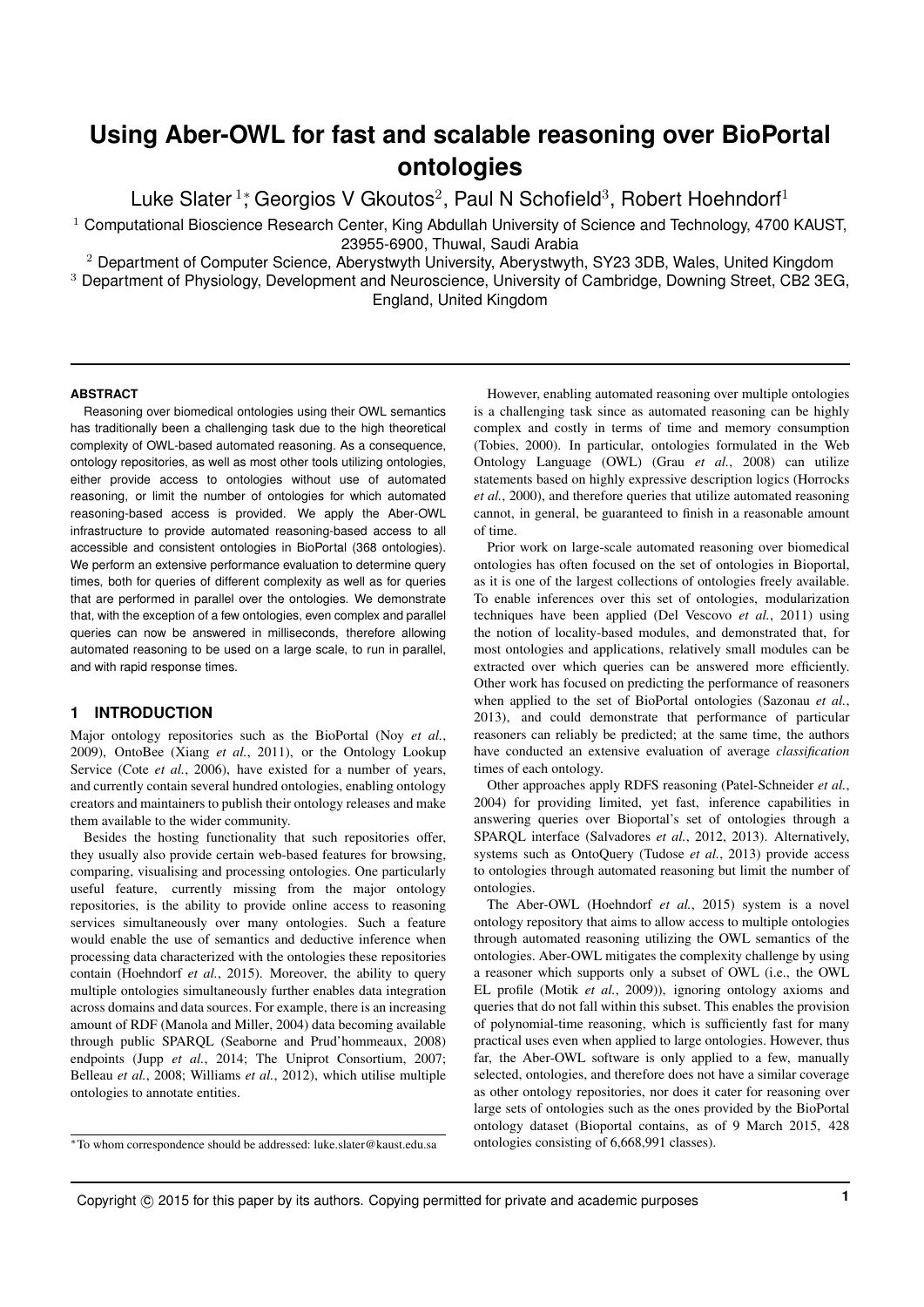# Using Aber-OWL for fast and scalable reasoning over BioPortal ontologies

Luke Slater [1]*, Georgios V Gkoutos[2], Paul N Schofield[3], Robert Hoehndorf[1]

[1] Computational Bioscience Research Center, King Abdullah University of Science and Technology, 4700 KAUST, 23955-6900, Thuwal, Saudi Arabia

[2] Department of Computer Science, Aberystwyth University, Aberystwyth, SY23 3DB, Wales, United Kingdom

[3] Department of Physiology, Development and Neuroscience, University of Cambridge, Downing Street, CB2 3EG, England, United Kingdom

#### ABSTRACT

Reasoning over biomedical ontologies using their OWL semantics has traditionally been a challenging task due to the high theoretical complexity of OWL-based automated reasoning. As a consequence, ontology repositories, as well as most other tools utilizing ontologies, either provide access to ontologies without use of automated reasoning, or limit the number of ontologies for which automated reasoning-based access is provided. We apply the Aber-OWL infrastructure to provide automated reasoning-based access to all accessible and consistent ontologies in BioPortal (368 ontologies). We perform an extensive performance evaluation to determine query times, both for queries of different complexity as well as for queries that are performed in parallel over the ontologies. We demonstrate that, with the exception of a few ontologies, even complex and parallel queries can now be answered in milliseconds, therefore allowing automated reasoning to be used on a large scale, to run in parallel, and with rapid response times.

## 1 INTRODUCTION

Major ontology repositories such as the BioPortal (Noy *et al.*, 2009), OntoBee (Xiang *et al.*, 2011), or the Ontology Lookup Service (Cote *et al.*, 2006), have existed for a number of years, and currently contain several hundred ontologies, enabling ontology creators and maintainers to publish their ontology releases and make them available to the wider community.

Besides the hosting functionality that such repositories offer, they usually also provide certain web-based features for browsing, comparing, visualising and processing ontologies. One particularly useful feature, currently missing from the major ontology repositories, is the ability to provide online access to reasoning services simultaneously over many ontologies. Such a feature would enable the use of semantics and deductive inference when processing data characterized with the ontologies these repositories contain (Hoehndorf *et al.*, 2015). Moreover, the ability to query multiple ontologies simultaneously further enables data integration across domains and data sources. For example, there is an increasing amount of RDF (Manola and Miller, 2004) data becoming available through public SPARQL (Seaborne and Prud'hommeaux, 2008) endpoints (Jupp *et al.*, 2014; The Uniprot Consortium, 2007; Belleau *et al.*, 2008; Williams *et al.*, 2012), which utilise multiple ontologies to annotate entities.

However, enabling automated reasoning over multiple ontologies is a challenging task since as automated reasoning can be highly complex and costly in terms of time and memory consumption (Tobies, 2000). In particular, ontologies formulated in the Web Ontology Language (OWL) (Grau *et al.*, 2008) can utilize statements based on highly expressive description logics (Horrocks *et al.*, 2000), and therefore queries that utilize automated reasoning cannot, in general, be guaranteed to finish in a reasonable amount of time.

Prior work on large-scale automated reasoning over biomedical ontologies has often focused on the set of ontologies in Bioportal, as it is one of the largest collections of ontologies freely available. To enable inferences over this set of ontologies, modularization techniques have been applied (Del Vescovo *et al.*, 2011) using the notion of locality-based modules, and demonstrated that, for most ontologies and applications, relatively small modules can be extracted over which queries can be answered more efficiently. Other work has focused on predicting the performance of reasoners when applied to the set of BioPortal ontologies (Sazonau *et al.*, 2013), and could demonstrate that performance of particular reasoners can reliably be predicted; at the same time, the authors have conducted an extensive evaluation of average *classification* times of each ontology.

Other approaches apply RDFS reasoning (Patel-Schneider *et al.*, 2004) for providing limited, yet fast, inference capabilities in answering queries over Bioportal's set of ontologies through a SPARQL interface (Salvadores *et al.*, 2012, 2013). Alternatively, systems such as OntoQuery (Tudose *et al.*, 2013) provide access to ontologies through automated reasoning but limit the number of ontologies.

The Aber-OWL (Hoehndorf *et al.*, 2015) system is a novel ontology repository that aims to allow access to multiple ontologies through automated reasoning utilizing the OWL semantics of the ontologies. Aber-OWL mitigates the complexity challenge by using a reasoner which supports only a subset of OWL (i.e., the OWL EL profile (Motik *et al.*, 2009)), ignoring ontology axioms and queries that do not fall within this subset. This enables the provision of polynomial-time reasoning, which is sufficiently fast for many practical uses even when applied to large ontologies. However, thus far, the Aber-OWL software is only applied to a few, manually selected, ontologies, and therefore does not have a similar coverage as other ontology repositories, nor does it cater for reasoning over large sets of ontologies such as the ones provided by the BioPortal ontology dataset (Bioportal contains, as of 9 March 2015, 428 ontologies consisting of 6,668,991 classes).

*To whom correspondence should be addressed: luke.slater@kaust.edu.sa

Copyright © 2015 for this paper by its authors. Copying permitted for private and academic purposes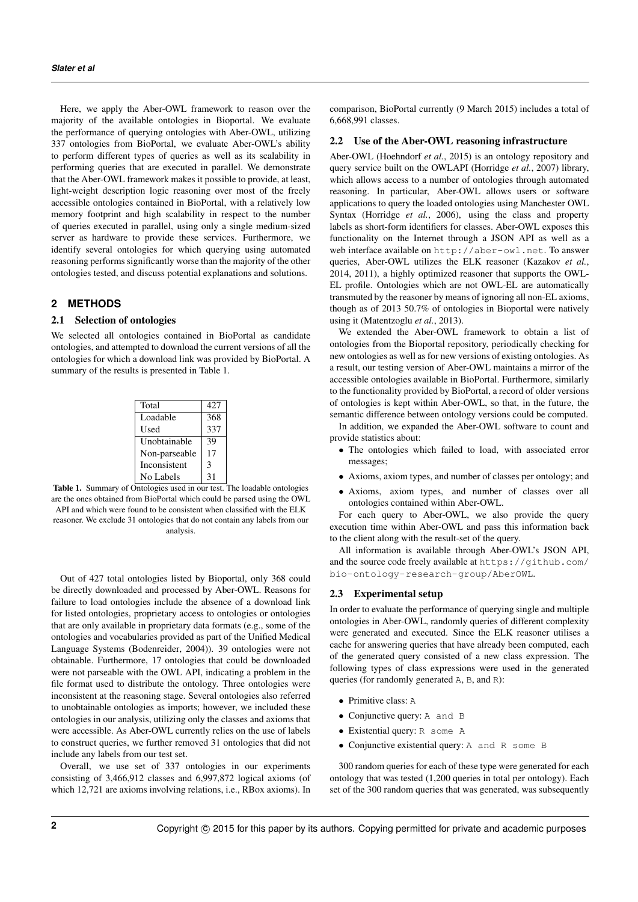Here, we apply the Aber-OWL framework to reason over the majority of the available ontologies in Bioportal. We evaluate the performance of querying ontologies with Aber-OWL, utilizing 337 ontologies from BioPortal, we evaluate Aber-OWL's ability to perform different types of queries as well as its scalability in performing queries that are executed in parallel. We demonstrate that the Aber-OWL framework makes it possible to provide, at least, light-weight description logic reasoning over most of the freely accessible ontologies contained in BioPortal, with a relatively low memory footprint and high scalability in respect to the number of queries executed in parallel, using only a single medium-sized server as hardware to provide these services. Furthermore, we identify several ontologies for which querying using automated reasoning performs significantly worse than the majority of the other ontologies tested, and discuss potential explanations and solutions.

## 2 METHODS

### 2.1 Selection of ontologies

We selected all ontologies contained in BioPortal as candidate ontologies, and attempted to download the current versions of all the ontologies for which a download link was provided by BioPortal. A summary of the results is presented in Table 1.

| | |
|---|---|
| Total | 427 |
| Loadable | 368 |
| Used | 337 |
| Unobtainable | 39 |
| Non-parseable | 17 |
| Inconsistent | 3 |
| No Labels | 31 |

**Table 1.** Summary of Ontologies used in our test. The loadable ontologies are the ones obtained from BioPortal which could be parsed using the OWL API and which were found to be consistent when classified with the ELK reasoner. We exclude 31 ontologies that do not contain any labels from our analysis.

Out of 427 total ontologies listed by Bioportal, only 368 could be directly downloaded and processed by Aber-OWL. Reasons for failure to load ontologies include the absence of a download link for listed ontologies, proprietary access to ontologies or ontologies that are only available in proprietary data formats (e.g., some of the ontologies and vocabularies provided as part of the Unified Medical Language Systems (Bodenreider, 2004)). 39 ontologies were not obtainable. Furthermore, 17 ontologies that could be downloaded were not parseable with the OWL API, indicating a problem in the file format used to distribute the ontology. Three ontologies were inconsistent at the reasoning stage. Several ontologies also referred to unobtainable ontologies as imports; however, we included these ontologies in our analysis, utilizing only the classes and axioms that were accessible. As Aber-OWL currently relies on the use of labels to construct queries, we further removed 31 ontologies that did not include any labels from our test set.

Overall, we use set of 337 ontologies in our experiments consisting of 3,466,912 classes and 6,997,872 logical axioms (of which 12,721 are axioms involving relations, i.e., RBox axioms). In comparison, BioPortal currently (9 March 2015) includes a total of 6,668,991 classes.

### 2.2 Use of the Aber-OWL reasoning infrastructure

Aber-OWL (Hoehndorf *et al.*, 2015) is an ontology repository and query service built on the OWLAPI (Horridge *et al.*, 2007) library, which allows access to a number of ontologies through automated reasoning. In particular, Aber-OWL allows users or software applications to query the loaded ontologies using Manchester OWL Syntax (Horridge *et al.*, 2006), using the class and property labels as short-form identifiers for classes. Aber-OWL exposes this functionality on the Internet through a JSON API as well as a web interface available on `http://aber-owl.net`. To answer queries, Aber-OWL utilizes the ELK reasoner (Kazakov *et al.*, 2014, 2011), a highly optimized reasoner that supports the OWL-EL profile. Ontologies which are not OWL-EL are automatically transmuted by the reasoner by means of ignoring all non-EL axioms, though as of 2013 50.7% of ontologies in Bioportal were natively using it (Matentzoglu *et al.*, 2013).

We extended the Aber-OWL framework to obtain a list of ontologies from the Bioportal repository, periodically checking for new ontologies as well as for new versions of existing ontologies. As a result, our testing version of Aber-OWL maintains a mirror of the accessible ontologies available in BioPortal. Furthermore, similarly to the functionality provided by BioPortal, a record of older versions of ontologies is kept within Aber-OWL, so that, in the future, the semantic difference between ontology versions could be computed.

In addition, we expanded the Aber-OWL software to count and provide statistics about:

- The ontologies which failed to load, with associated error messages;
- Axioms, axiom types, and number of classes per ontology; and
- Axioms, axiom types, and number of classes over all ontologies contained within Aber-OWL.

For each query to Aber-OWL, we also provide the query execution time within Aber-OWL and pass this information back to the client along with the result-set of the query.

All information is available through Aber-OWL's JSON API, and the source code freely available at `https://github.com/bio-ontology-research-group/AberOWL`.

### 2.3 Experimental setup

In order to evaluate the performance of querying single and multiple ontologies in Aber-OWL, randomly queries of different complexity were generated and executed. Since the ELK reasoner utilises a cache for answering queries that have already been computed, each of the generated query consisted of a new class expression. The following types of class expressions were used in the generated queries (for randomly generated `A`, `B`, and `R`):

- Primitive class: `A`
- Conjunctive query: `A and B`
- Existential query: `R some A`
- Conjunctive existential query: `A and R some B`

300 random queries for each of these type were generated for each ontology that was tested (1,200 queries in total per ontology). Each set of the 300 random queries that was generated, was subsequently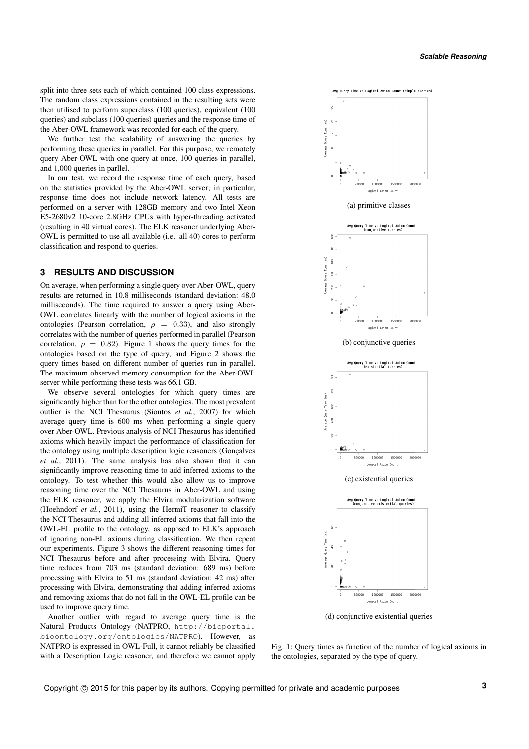split into three sets each of which contained 100 class expressions. The random class expressions contained in the resulting sets were then utilised to perform superclass (100 queries), equivalent (100 queries) and subclass (100 queries) queries and the response time of the Aber-OWL framework was recorded for each of the query.

We further test the scalability of answering the queries by performing these queries in parallel. For this purpose, we remotely query Aber-OWL with one query at once, 100 queries in parallel, and 1,000 queries in parllel.

In our test, we record the response time of each query, based on the statistics provided by the Aber-OWL server; in particular, response time does not include network latency. All tests are performed on a server with 128GB memory and two Intel Xeon E5-2680v2 10-core 2.8GHz CPUs with hyper-threading activated (resulting in 40 virtual cores). The ELK reasoner underlying Aber-OWL is permitted to use all available (i.e., all 40) cores to perform classification and respond to queries.

## 3 RESULTS AND DISCUSSION

On average, when performing a single query over Aber-OWL, query results are returned in 10.8 milliseconds (standard deviation: 48.0 milliseconds). The time required to answer a query using Aber-OWL correlates linearly with the number of logical axioms in the ontologies (Pearson correlation, $\rho = 0.33$), and also strongly correlates with the number of queries performed in parallel (Pearson correlation, $\rho = 0.82$). Figure 1 shows the query times for the ontologies based on the type of query, and Figure 2 shows the query times based on different number of queries run in parallel. The maximum observed memory consumption for the Aber-OWL server while performing these tests was 66.1 GB.

We observe several ontologies for which query times are significantly higher than for the other ontologies. The most prevalent outlier is the NCI Thesaurus (Sioutos *et al.*, 2007) for which average query time is 600 ms when performing a single query over Aber-OWL. Previous analysis of NCI Thesaurus has identified axioms which heavily impact the performance of classification for the ontology using multiple description logic reasoners (Gonçalves *et al.*, 2011). The same analysis has also shown that it can significantly improve reasoning time to add inferred axioms to the ontology. To test whether this would also allow us to improve reasoning time over the NCI Thesaurus in Aber-OWL and using the ELK reasoner, we apply the Elvira modularization software (Hoehndorf *et al.*, 2011), using the HermiT reasoner to classify the NCI Thesaurus and adding all inferred axioms that fall into the OWL-EL profile to the ontology, as opposed to ELK's approach of ignoring non-EL axioms during classification. We then repeat our experiments. Figure 3 shows the different reasoning times for NCI Thesaurus before and after processing with Elvira. Query time reduces from 703 ms (standard deviation: 689 ms) before processing with Elvira to 51 ms (standard deviation: 42 ms) after processing with Elvira, demonstrating that adding inferred axioms and removing axioms that do not fall in the OWL-EL profile can be used to improve query time.

Another outlier with regard to average query time is the Natural Products Ontology (NATPRO, http://bioportal.bioontology.org/ontologies/NATPRO). However, as NATPRO is expressed in OWL-Full, it cannot reliably be classified with a Description Logic reasoner, and therefore we cannot apply

(a) primitive classes

(b) conjunctive queries

(c) existential queries

(d) conjunctive existential queries

Fig. 1: Query times as function of the number of logical axioms in the ontologies, separated by the type of query.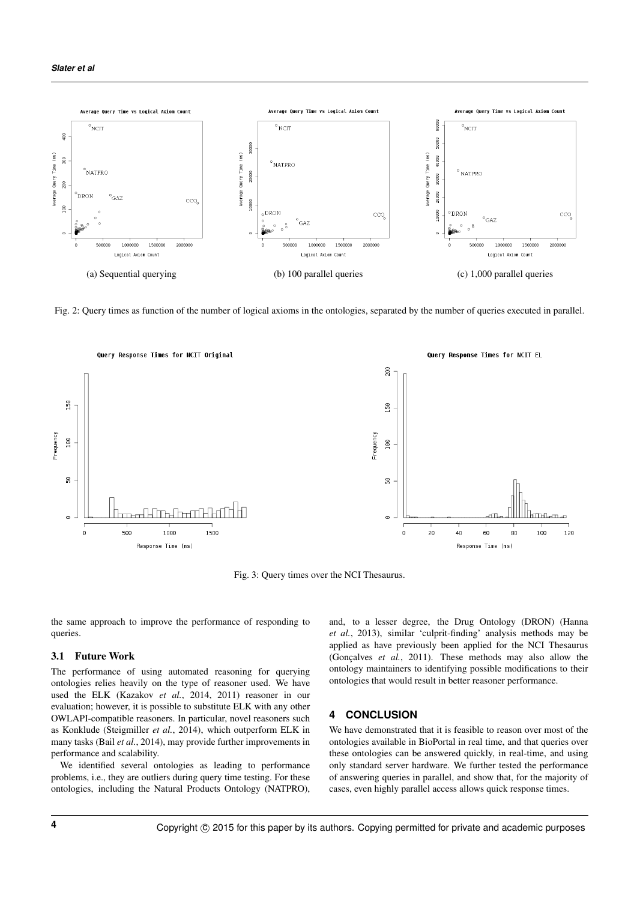(a) Sequential querying

(b) 100 parallel queries

(c) 1,000 parallel queries

Fig. 2: Query times as function of the number of logical axioms in the ontologies, separated by the number of queries executed in parallel.

Fig. 3: Query times over the NCI Thesaurus.

the same approach to improve the performance of responding to queries.

### 3.1 Future Work

The performance of using automated reasoning for querying ontologies relies heavily on the type of reasoner used. We have used the ELK (Kazakov *et al.*, 2014, 2011) reasoner in our evaluation; however, it is possible to substitute ELK with any other OWLAPI-compatible reasoners. In particular, novel reasoners such as Konklude (Steigmiller *et al.*, 2014), which outperform ELK in many tasks (Bail *et al.*, 2014), may provide further improvements in performance and scalability.

We identified several ontologies as leading to performance problems, i.e., they are outliers during query time testing. For these ontologies, including the Natural Products Ontology (NATPRO), and, to a lesser degree, the Drug Ontology (DRON) (Hanna *et al.*, 2013), similar 'culprit-finding' analysis methods may be applied as have previously been applied for the NCI Thesaurus (Gonçalves *et al.*, 2011). These methods may also allow the ontology maintainers to identifying possible modifications to their ontologies that would result in better reasoner performance.

## 4 CONCLUSION

We have demonstrated that it is feasible to reason over most of the ontologies available in BioPortal in real time, and that queries over these ontologies can be answered quickly, in real-time, and using only standard server hardware. We further tested the performance of answering queries in parallel, and show that, for the majority of cases, even highly parallel access allows quick response times.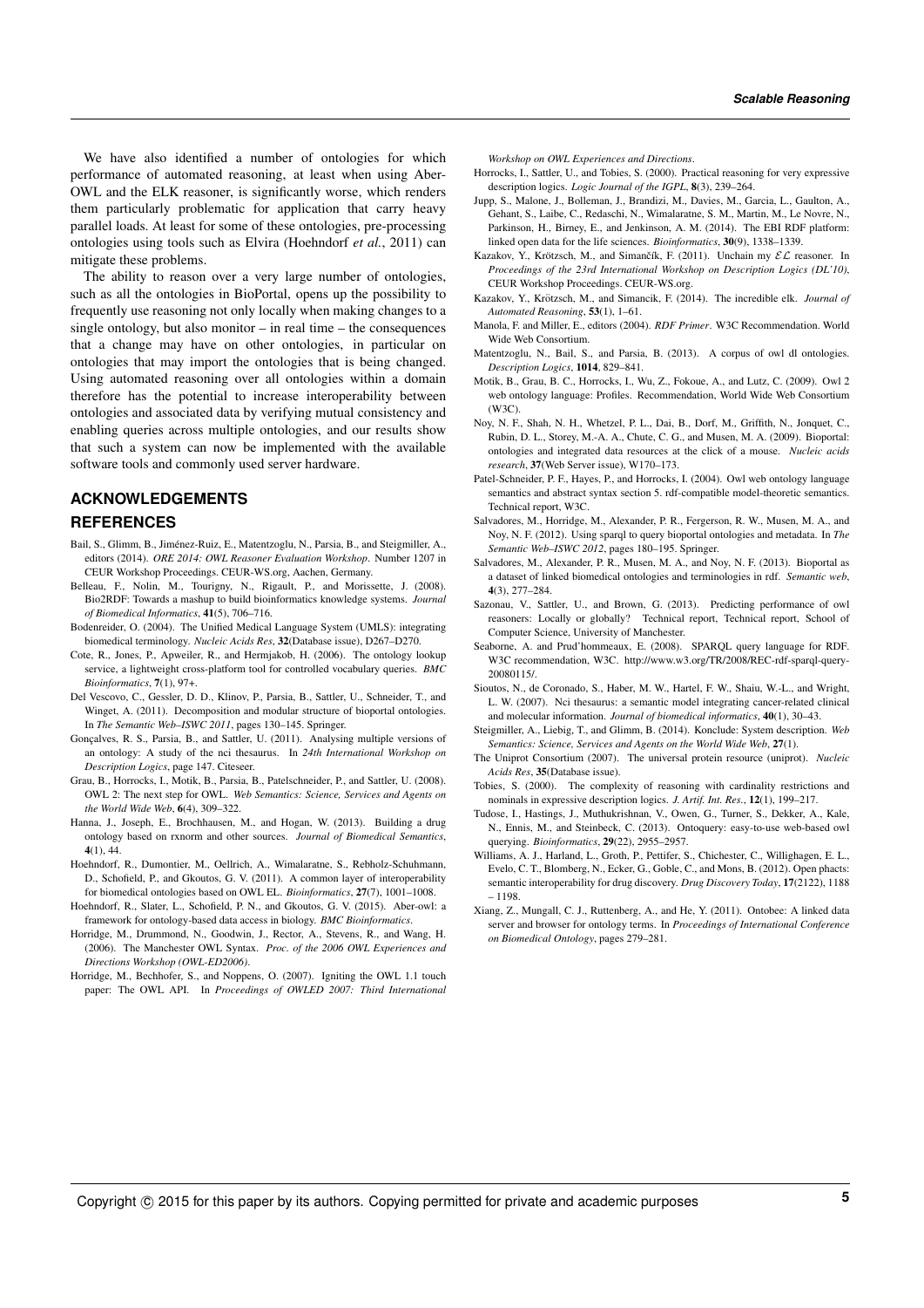We have also identified a number of ontologies for which performance of automated reasoning, at least when using Aber-OWL and the ELK reasoner, is significantly worse, which renders them particularly problematic for application that carry heavy parallel loads. At least for some of these ontologies, pre-processing ontologies using tools such as Elvira (Hoehndorf *et al.*, 2011) can mitigate these problems.

The ability to reason over a very large number of ontologies, such as all the ontologies in BioPortal, opens up the possibility to frequently use reasoning not only locally when making changes to a single ontology, but also monitor – in real time – the consequences that a change may have on other ontologies, in particular on ontologies that may import the ontologies that is being changed. Using automated reasoning over all ontologies within a domain therefore has the potential to increase interoperability between ontologies and associated data by verifying mutual consistency and enabling queries across multiple ontologies, and our results show that such a system can now be implemented with the available software tools and commonly used server hardware.

## ACKNOWLEDGEMENTS

## REFERENCES

Bail, S., Glimm, B., Jiménez-Ruiz, E., Matentzoglu, N., Parsia, B., and Steigmiller, A., editors (2014). *ORE 2014: OWL Reasoner Evaluation Workshop*. Number 1207 in CEUR Workshop Proceedings. CEUR-WS.org, Aachen, Germany.

Belleau, F., Nolin, M., Tourigny, N., Rigault, P., and Morissette, J. (2008). Bio2RDF: Towards a mashup to build bioinformatics knowledge systems. *Journal of Biomedical Informatics*, **41**(5), 706–716.

Bodenreider, O. (2004). The Unified Medical Language System (UMLS): integrating biomedical terminology. *Nucleic Acids Res*, **32**(Database issue), D267–D270.

Cote, R., Jones, P., Apweiler, R., and Hermjakob, H. (2006). The ontology lookup service, a lightweight cross-platform tool for controlled vocabulary queries. *BMC Bioinformatics*, **7**(1), 97+.

Del Vescovo, C., Gessler, D. D., Klinov, P., Parsia, B., Sattler, U., Schneider, T., and Winget, A. (2011). Decomposition and modular structure of bioportal ontologies. In *The Semantic Web–ISWC 2011*, pages 130–145. Springer.

Gonçalves, R. S., Parsia, B., and Sattler, U. (2011). Analysing multiple versions of an ontology: A study of the nci thesaurus. In *24th International Workshop on Description Logics*, page 147. Citeseer.

Grau, B., Horrocks, I., Motik, B., Parsia, B., Patelschneider, P., and Sattler, U. (2008). OWL 2: The next step for OWL. *Web Semantics: Science, Services and Agents on the World Wide Web*, **6**(4), 309–322.

Hanna, J., Joseph, E., Brochhausen, M., and Hogan, W. (2013). Building a drug ontology based on rxnorm and other sources. *Journal of Biomedical Semantics*, **4**(1), 44.

Hoehndorf, R., Dumontier, M., Oellrich, A., Wimalaratne, S., Rebholz-Schuhmann, D., Schofield, P., and Gkoutos, G. V. (2011). A common layer of interoperability for biomedical ontologies based on OWL EL. *Bioinformatics*, **27**(7), 1001–1008.

Hoehndorf, R., Slater, L., Schofield, P. N., and Gkoutos, G. V. (2015). Aber-owl: a framework for ontology-based data access in biology. *BMC Bioinformatics*.

Horridge, M., Drummond, N., Goodwin, J., Rector, A., Stevens, R., and Wang, H. (2006). The Manchester OWL Syntax. *Proc. of the 2006 OWL Experiences and Directions Workshop (OWL-ED2006)*.

Horridge, M., Bechhofer, S., and Noppens, O. (2007). Igniting the OWL 1.1 touch paper: The OWL API. In *Proceedings of OWLED 2007: Third International Workshop on OWL Experiences and Directions*.

Horrocks, I., Sattler, U., and Tobies, S. (2000). Practical reasoning for very expressive description logics. *Logic Journal of the IGPL*, **8**(3), 239–264.

Jupp, S., Malone, J., Bolleman, J., Brandizi, M., Davies, M., Garcia, L., Gaulton, A., Gehant, S., Laibe, C., Redaschi, N., Wimalaratne, S. M., Martin, M., Le Novre, N., Parkinson, H., Birney, E., and Jenkinson, A. M. (2014). The EBI RDF platform: linked open data for the life sciences. *Bioinformatics*, **30**(9), 1338–1339.

Kazakov, Y., Krötzsch, M., and Simančík, F. (2011). Unchain my $\mathcal{EL}$ reasoner. In *Proceedings of the 23rd International Workshop on Description Logics (DL'10)*, CEUR Workshop Proceedings. CEUR-WS.org.

Kazakov, Y., Krötzsch, M., and Simancik, F. (2014). The incredible elk. *Journal of Automated Reasoning*, **53**(1), 1–61.

Manola, F. and Miller, E., editors (2004). *RDF Primer*. W3C Recommendation. World Wide Web Consortium.

Matentzoglu, N., Bail, S., and Parsia, B. (2013). A corpus of owl dl ontologies. *Description Logics*, **1014**, 829–841.

Motik, B., Grau, B. C., Horrocks, I., Wu, Z., Fokoue, A., and Lutz, C. (2009). Owl 2 web ontology language: Profiles. Recommendation, World Wide Web Consortium (W3C).

Noy, N. F., Shah, N. H., Whetzel, P. L., Dai, B., Dorf, M., Griffith, N., Jonquet, C., Rubin, D. L., Storey, M.-A. A., Chute, C. G., and Musen, M. A. (2009). Bioportal: ontologies and integrated data resources at the click of a mouse. *Nucleic acids research*, **37**(Web Server issue), W170–173.

Patel-Schneider, P. F., Hayes, P., and Horrocks, I. (2004). Owl web ontology language semantics and abstract syntax section 5. rdf-compatible model-theoretic semantics. Technical report, W3C.

Salvadores, M., Horridge, M., Alexander, P. R., Fergerson, R. W., Musen, M. A., and Noy, N. F. (2012). Using sparql to query bioportal ontologies and metadata. In *The Semantic Web–ISWC 2012*, pages 180–195. Springer.

Salvadores, M., Alexander, P. R., Musen, M. A., and Noy, N. F. (2013). Bioportal as a dataset of linked biomedical ontologies and terminologies in rdf. *Semantic web*, **4**(3), 277–284.

Sazonau, V., Sattler, U., and Brown, G. (2013). Predicting performance of owl reasoners: Locally or globally? Technical report, Technical report, School of Computer Science, University of Manchester.

Seaborne, A. and Prud'hommeaux, E. (2008). SPARQL query language for RDF. W3C recommendation, W3C. http://www.w3.org/TR/2008/REC-rdf-sparql-query-20080115/.

Sioutos, N., de Coronado, S., Haber, M. W., Hartel, F. W., Shaiu, W.-L., and Wright, L. W. (2007). Nci thesaurus: a semantic model integrating cancer-related clinical and molecular information. *Journal of biomedical informatics*, **40**(1), 30–43.

Steigmiller, A., Liebig, T., and Glimm, B. (2014). Konclude: System description. *Web Semantics: Science, Services and Agents on the World Wide Web*, **27**(1).

The Uniprot Consortium (2007). The universal protein resource (uniprot). *Nucleic Acids Res*, **35**(Database issue).

Tobies, S. (2000). The complexity of reasoning with cardinality restrictions and nominals in expressive description logics. *J. Artif. Int. Res.*, **12**(1), 199–217.

Tudose, I., Hastings, J., Muthukrishnan, V., Owen, G., Turner, S., Dekker, A., Kale, N., Ennis, M., and Steinbeck, C. (2013). Ontoquery: easy-to-use web-based owl querying. *Bioinformatics*, **29**(22), 2955–2957.

Williams, A. J., Harland, L., Groth, P., Pettifer, S., Chichester, C., Willighagen, E. L., Evelo, C. T., Blomberg, N., Ecker, G., Goble, C., and Mons, B. (2012). Open phacts: semantic interoperability for drug discovery. *Drug Discovery Today*, **17**(2122), 1188 – 1198.

Xiang, Z., Mungall, C. J., Ruttenberg, A., and He, Y. (2011). Ontobee: A linked data server and browser for ontology terms. In *Proceedings of International Conference on Biomedical Ontology*, pages 279–281.